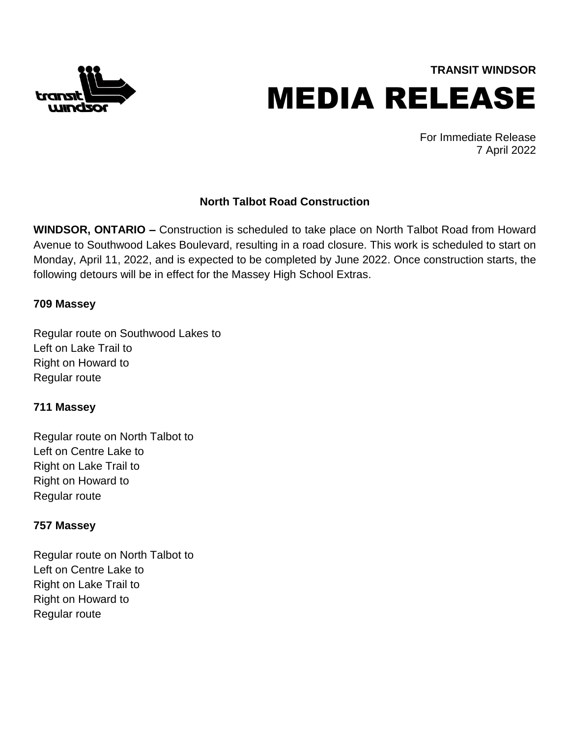**TRANSIT WINDSOR**

# MEDIA RELEASE

For Immediate Release
7 April 2022

## North Talbot Road Construction

**WINDSOR, ONTARIO –** Construction is scheduled to take place on North Talbot Road from Howard Avenue to Southwood Lakes Boulevard, resulting in a road closure. This work is scheduled to start on Monday, April 11, 2022, and is expected to be completed by June 2022. Once construction starts, the following detours will be in effect for the Massey High School Extras.

**709 Massey**

Regular route on Southwood Lakes to
Left on Lake Trail to
Right on Howard to
Regular route

**711 Massey**

Regular route on North Talbot to
Left on Centre Lake to
Right on Lake Trail to
Right on Howard to
Regular route

**757 Massey**

Regular route on North Talbot to
Left on Centre Lake to
Right on Lake Trail to
Right on Howard to
Regular route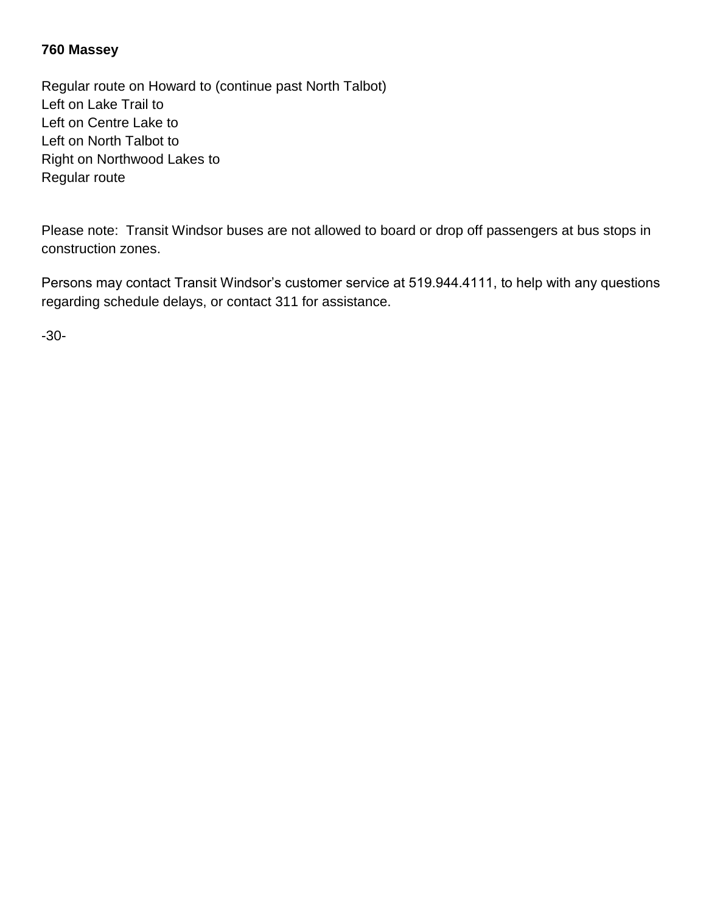**760 Massey**

Regular route on Howard to (continue past North Talbot)
Left on Lake Trail to
Left on Centre Lake to
Left on North Talbot to
Right on Northwood Lakes to
Regular route

Please note: Transit Windsor buses are not allowed to board or drop off passengers at bus stops in construction zones.

Persons may contact Transit Windsor's customer service at 519.944.4111, to help with any questions regarding schedule delays, or contact 311 for assistance.

-30-